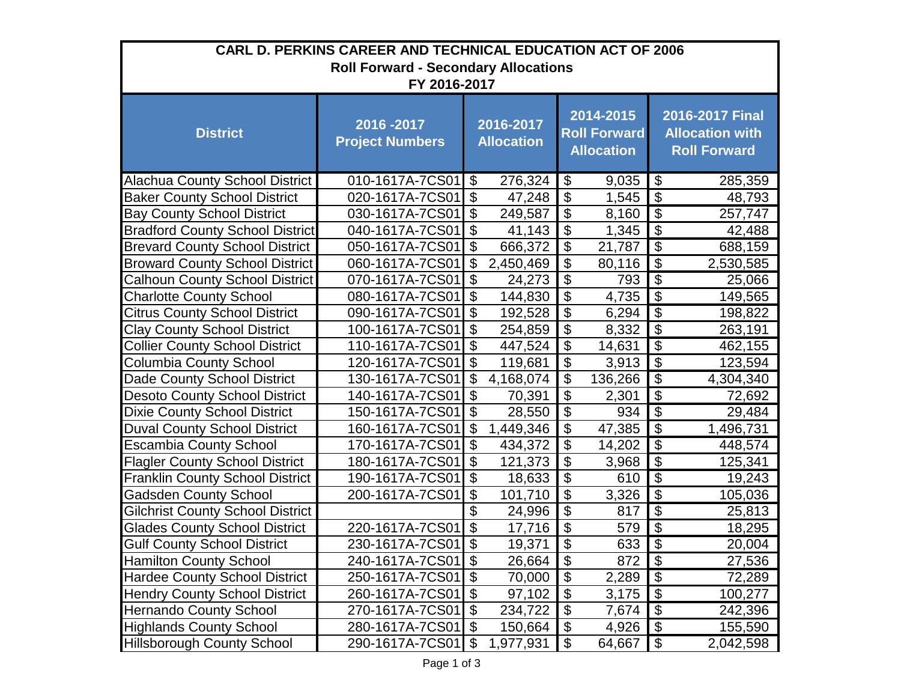**CARL D. PERKINS CAREER AND TECHNICAL EDUCATION ACT OF 2006**
**Roll Forward - Secondary Allocations**
**FY 2016-2017**

| District | 2016 -2017 Project Numbers | 2016-2017 Allocation | 2014-2015 Roll Forward Allocation | 2016-2017 Final Allocation with Roll Forward |
|---|---|---|---|---|
| Alachua County School District | 010-1617A-7CS01 | $ 276,324 | $ 9,035 | $ 285,359 |
| Baker County School District | 020-1617A-7CS01 | $ 47,248 | $ 1,545 | $ 48,793 |
| Bay County School District | 030-1617A-7CS01 | $ 249,587 | $ 8,160 | $ 257,747 |
| Bradford County School District | 040-1617A-7CS01 | $ 41,143 | $ 1,345 | $ 42,488 |
| Brevard County School District | 050-1617A-7CS01 | $ 666,372 | $ 21,787 | $ 688,159 |
| Broward County School District | 060-1617A-7CS01 | $ 2,450,469 | $ 80,116 | $ 2,530,585 |
| Calhoun County School District | 070-1617A-7CS01 | $ 24,273 | $ 793 | $ 25,066 |
| Charlotte County School | 080-1617A-7CS01 | $ 144,830 | $ 4,735 | $ 149,565 |
| Citrus County School District | 090-1617A-7CS01 | $ 192,528 | $ 6,294 | $ 198,822 |
| Clay County School District | 100-1617A-7CS01 | $ 254,859 | $ 8,332 | $ 263,191 |
| Collier County School District | 110-1617A-7CS01 | $ 447,524 | $ 14,631 | $ 462,155 |
| Columbia County School | 120-1617A-7CS01 | $ 119,681 | $ 3,913 | $ 123,594 |
| Dade County School District | 130-1617A-7CS01 | $ 4,168,074 | $ 136,266 | $ 4,304,340 |
| Desoto County School District | 140-1617A-7CS01 | $ 70,391 | $ 2,301 | $ 72,692 |
| Dixie County School District | 150-1617A-7CS01 | $ 28,550 | $ 934 | $ 29,484 |
| Duval County School District | 160-1617A-7CS01 | $ 1,449,346 | $ 47,385 | $ 1,496,731 |
| Escambia County School | 170-1617A-7CS01 | $ 434,372 | $ 14,202 | $ 448,574 |
| Flagler County School District | 180-1617A-7CS01 | $ 121,373 | $ 3,968 | $ 125,341 |
| Franklin County School District | 190-1617A-7CS01 | $ 18,633 | $ 610 | $ 19,243 |
| Gadsden County School | 200-1617A-7CS01 | $ 101,710 | $ 3,326 | $ 105,036 |
| Gilchrist County School District | | $ 24,996 | $ 817 | $ 25,813 |
| Glades County School District | 220-1617A-7CS01 | $ 17,716 | $ 579 | $ 18,295 |
| Gulf County School District | 230-1617A-7CS01 | $ 19,371 | $ 633 | $ 20,004 |
| Hamilton County School | 240-1617A-7CS01 | $ 26,664 | $ 872 | $ 27,536 |
| Hardee County School District | 250-1617A-7CS01 | $ 70,000 | $ 2,289 | $ 72,289 |
| Hendry County School District | 260-1617A-7CS01 | $ 97,102 | $ 3,175 | $ 100,277 |
| Hernando County School | 270-1617A-7CS01 | $ 234,722 | $ 7,674 | $ 242,396 |
| Highlands County School | 280-1617A-7CS01 | $ 150,664 | $ 4,926 | $ 155,590 |
| Hillsborough County School | 290-1617A-7CS01 | $ 1,977,931 | $ 64,667 | $ 2,042,598 |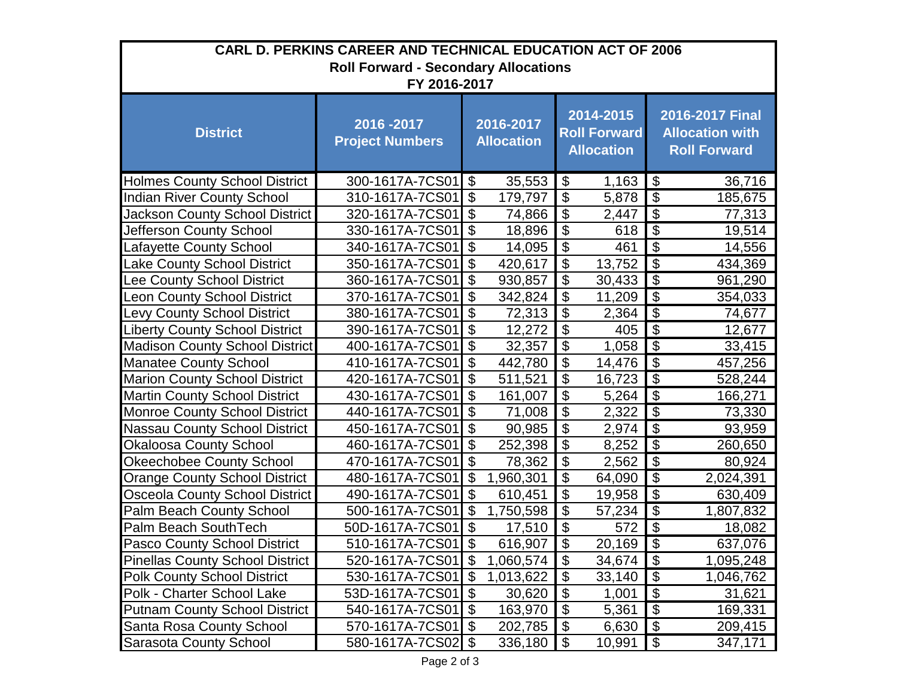**CARL D. PERKINS CAREER AND TECHNICAL EDUCATION ACT OF 2006**
**Roll Forward - Secondary Allocations**
**FY 2016-2017**

| District | 2016 -2017 Project Numbers | 2016-2017 Allocation | 2014-2015 Roll Forward Allocation | 2016-2017 Final Allocation with Roll Forward |
|---|---|---|---|---|
| Holmes County School District | 300-1617A-7CS01 | $ 35,553 | $ 1,163 | $ 36,716 |
| Indian River County School | 310-1617A-7CS01 | $ 179,797 | $ 5,878 | $ 185,675 |
| Jackson County School District | 320-1617A-7CS01 | $ 74,866 | $ 2,447 | $ 77,313 |
| Jefferson County School | 330-1617A-7CS01 | $ 18,896 | $ 618 | $ 19,514 |
| Lafayette County School | 340-1617A-7CS01 | $ 14,095 | $ 461 | $ 14,556 |
| Lake County School District | 350-1617A-7CS01 | $ 420,617 | $ 13,752 | $ 434,369 |
| Lee County School District | 360-1617A-7CS01 | $ 930,857 | $ 30,433 | $ 961,290 |
| Leon County School District | 370-1617A-7CS01 | $ 342,824 | $ 11,209 | $ 354,033 |
| Levy County School District | 380-1617A-7CS01 | $ 72,313 | $ 2,364 | $ 74,677 |
| Liberty County School District | 390-1617A-7CS01 | $ 12,272 | $ 405 | $ 12,677 |
| Madison County School District | 400-1617A-7CS01 | $ 32,357 | $ 1,058 | $ 33,415 |
| Manatee County School | 410-1617A-7CS01 | $ 442,780 | $ 14,476 | $ 457,256 |
| Marion County School District | 420-1617A-7CS01 | $ 511,521 | $ 16,723 | $ 528,244 |
| Martin County School District | 430-1617A-7CS01 | $ 161,007 | $ 5,264 | $ 166,271 |
| Monroe County School District | 440-1617A-7CS01 | $ 71,008 | $ 2,322 | $ 73,330 |
| Nassau County School District | 450-1617A-7CS01 | $ 90,985 | $ 2,974 | $ 93,959 |
| Okaloosa County School | 460-1617A-7CS01 | $ 252,398 | $ 8,252 | $ 260,650 |
| Okeechobee County School | 470-1617A-7CS01 | $ 78,362 | $ 2,562 | $ 80,924 |
| Orange County School District | 480-1617A-7CS01 | $ 1,960,301 | $ 64,090 | $ 2,024,391 |
| Osceola County School District | 490-1617A-7CS01 | $ 610,451 | $ 19,958 | $ 630,409 |
| Palm Beach County School | 500-1617A-7CS01 | $ 1,750,598 | $ 57,234 | $ 1,807,832 |
| Palm Beach SouthTech | 50D-1617A-7CS01 | $ 17,510 | $ 572 | $ 18,082 |
| Pasco County School District | 510-1617A-7CS01 | $ 616,907 | $ 20,169 | $ 637,076 |
| Pinellas County School District | 520-1617A-7CS01 | $ 1,060,574 | $ 34,674 | $ 1,095,248 |
| Polk County School District | 530-1617A-7CS01 | $ 1,013,622 | $ 33,140 | $ 1,046,762 |
| Polk - Charter School Lake | 53D-1617A-7CS01 | $ 30,620 | $ 1,001 | $ 31,621 |
| Putnam County School District | 540-1617A-7CS01 | $ 163,970 | $ 5,361 | $ 169,331 |
| Santa Rosa County School | 570-1617A-7CS01 | $ 202,785 | $ 6,630 | $ 209,415 |
| Sarasota County School | 580-1617A-7CS02 | $ 336,180 | $ 10,991 | $ 347,171 |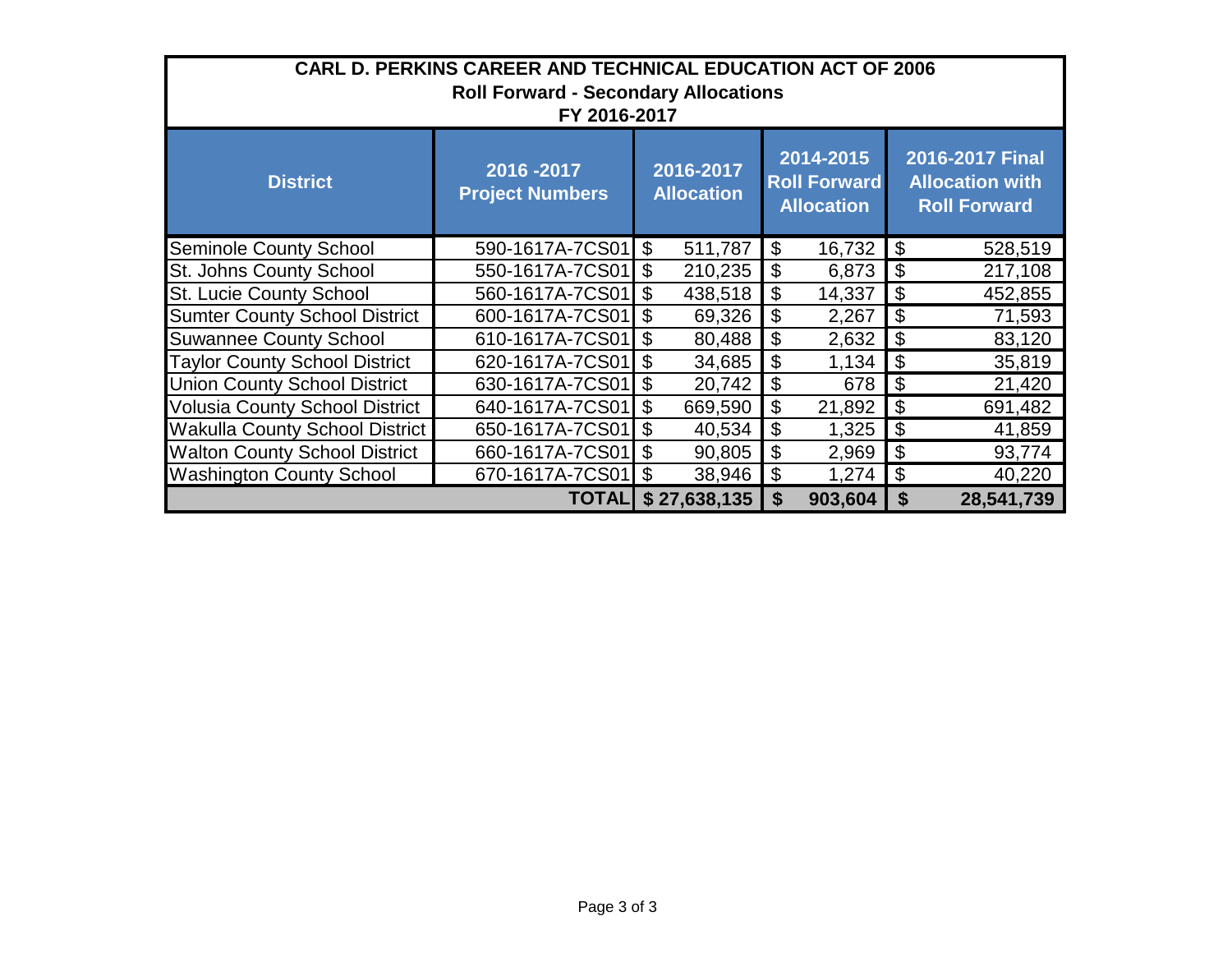**CARL D. PERKINS CAREER AND TECHNICAL EDUCATION ACT OF 2006**
**Roll Forward - Secondary Allocations**
**FY 2016-2017**

| District | 2016 -2017 Project Numbers | 2016-2017 Allocation | 2014-2015 Roll Forward Allocation | 2016-2017 Final Allocation with Roll Forward |
|---|---|---|---|---|
| Seminole County School | 590-1617A-7CS01 | $ 511,787 | $ 16,732 | $ 528,519 |
| St. Johns County School | 550-1617A-7CS01 | $ 210,235 | $ 6,873 | $ 217,108 |
| St. Lucie County School | 560-1617A-7CS01 | $ 438,518 | $ 14,337 | $ 452,855 |
| Sumter County School District | 600-1617A-7CS01 | $ 69,326 | $ 2,267 | $ 71,593 |
| Suwannee County School | 610-1617A-7CS01 | $ 80,488 | $ 2,632 | $ 83,120 |
| Taylor County School District | 620-1617A-7CS01 | $ 34,685 | $ 1,134 | $ 35,819 |
| Union County School District | 630-1617A-7CS01 | $ 20,742 | $ 678 | $ 21,420 |
| Volusia County School District | 640-1617A-7CS01 | $ 669,590 | $ 21,892 | $ 691,482 |
| Wakulla County School District | 650-1617A-7CS01 | $ 40,534 | $ 1,325 | $ 41,859 |
| Walton County School District | 660-1617A-7CS01 | $ 90,805 | $ 2,969 | $ 93,774 |
| Washington County School | 670-1617A-7CS01 | $ 38,946 | $ 1,274 | $ 40,220 |
| | **TOTAL** | **$ 27,638,135** | **$ 903,604** | **$ 28,541,739** |